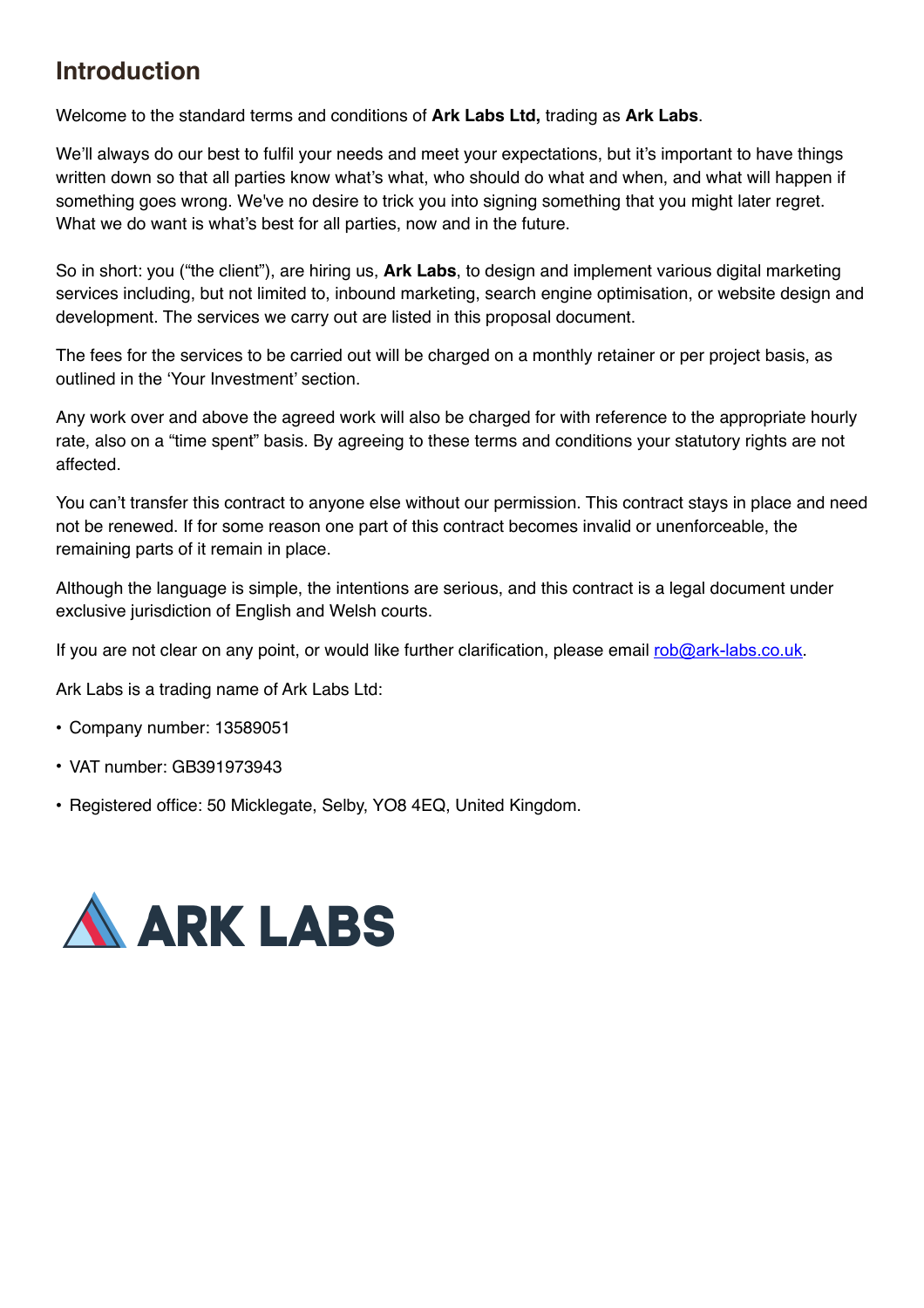# Introduction

Welcome to the standard terms and conditions of **Ark Labs Ltd,** trading as **Ark Labs**.

We'll always do our best to fulfil your needs and meet your expectations, but it's important to have things written down so that all parties know what's what, who should do what and when, and what will happen if something goes wrong. We've no desire to trick you into signing something that you might later regret. What we do want is what's best for all parties, now and in the future.

So in short: you ("the client"), are hiring us, **Ark Labs**, to design and implement various digital marketing services including, but not limited to, inbound marketing, search engine optimisation, or website design and development. The services we carry out are listed in this proposal document.

The fees for the services to be carried out will be charged on a monthly retainer or per project basis, as outlined in the 'Your Investment' section.

Any work over and above the agreed work will also be charged for with reference to the appropriate hourly rate, also on a "time spent" basis. By agreeing to these terms and conditions your statutory rights are not affected.

You can't transfer this contract to anyone else without our permission. This contract stays in place and need not be renewed. If for some reason one part of this contract becomes invalid or unenforceable, the remaining parts of it remain in place.

Although the language is simple, the intentions are serious, and this contract is a legal document under exclusive jurisdiction of English and Welsh courts.

If you are not clear on any point, or would like further clarification, please email rob@ark-labs.co.uk.

Ark Labs is a trading name of Ark Labs Ltd:

- Company number: 13589051
- VAT number: GB391973943
- Registered office: 50 Micklegate, Selby, YO8 4EQ, United Kingdom.

ARK LABS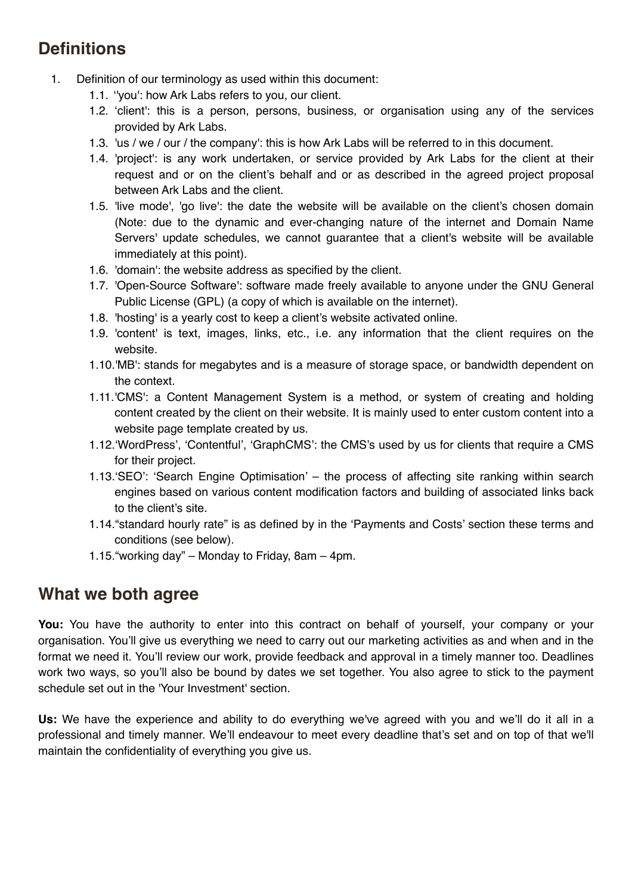## Definitions

1. Definition of our terminology as used within this document:
   1.1. ''you': how Ark Labs refers to you, our client.
   1.2. 'client': this is a person, persons, business, or organisation using any of the services provided by Ark Labs.
   1.3. 'us / we / our / the company': this is how Ark Labs will be referred to in this document.
   1.4. 'project': is any work undertaken, or service provided by Ark Labs for the client at their request and or on the client's behalf and or as described in the agreed project proposal between Ark Labs and the client.
   1.5. 'live mode', 'go live': the date the website will be available on the client's chosen domain (Note: due to the dynamic and ever-changing nature of the internet and Domain Name Servers' update schedules, we cannot guarantee that a client's website will be available immediately at this point).
   1.6. 'domain': the website address as specified by the client.
   1.7. 'Open-Source Software': software made freely available to anyone under the GNU General Public License (GPL) (a copy of which is available on the internet).
   1.8. 'hosting' is a yearly cost to keep a client's website activated online.
   1.9. 'content' is text, images, links, etc., i.e. any information that the client requires on the website.
   1.10. 'MB': stands for megabytes and is a measure of storage space, or bandwidth dependent on the context.
   1.11. 'CMS': a Content Management System is a method, or system of creating and holding content created by the client on their website. It is mainly used to enter custom content into a website page template created by us.
   1.12. 'WordPress', 'Contentful', 'GraphCMS': the CMS's used by us for clients that require a CMS for their project.
   1.13. 'SEO': 'Search Engine Optimisation' – the process of affecting site ranking within search engines based on various content modification factors and building of associated links back to the client's site.
   1.14. "standard hourly rate" is as defined by in the 'Payments and Costs' section these terms and conditions (see below).
   1.15. "working day" – Monday to Friday, 8am – 4pm.

## What we both agree

**You:** You have the authority to enter into this contract on behalf of yourself, your company or your organisation. You'll give us everything we need to carry out our marketing activities as and when and in the format we need it. You'll review our work, provide feedback and approval in a timely manner too. Deadlines work two ways, so you'll also be bound by dates we set together. You also agree to stick to the payment schedule set out in the 'Your Investment' section.

**Us:** We have the experience and ability to do everything we've agreed with you and we'll do it all in a professional and timely manner. We'll endeavour to meet every deadline that's set and on top of that we'll maintain the confidentiality of everything you give us.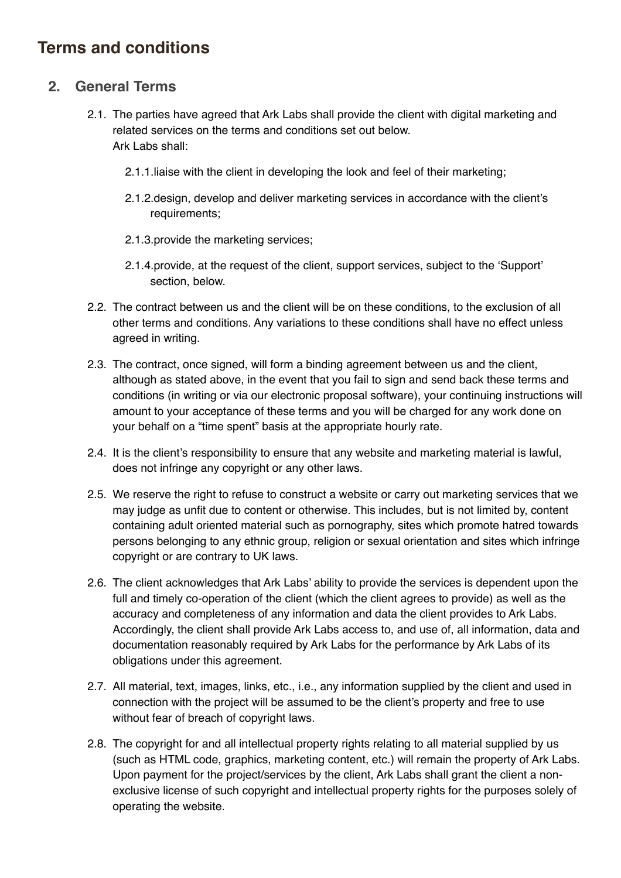# Terms and conditions

## 2. General Terms

2.1. The parties have agreed that Ark Labs shall provide the client with digital marketing and related services on the terms and conditions set out below. Ark Labs shall:

2.1.1. liaise with the client in developing the look and feel of their marketing;

2.1.2. design, develop and deliver marketing services in accordance with the client's requirements;

2.1.3. provide the marketing services;

2.1.4. provide, at the request of the client, support services, subject to the 'Support' section, below.

2.2. The contract between us and the client will be on these conditions, to the exclusion of all other terms and conditions. Any variations to these conditions shall have no effect unless agreed in writing.

2.3. The contract, once signed, will form a binding agreement between us and the client, although as stated above, in the event that you fail to sign and send back these terms and conditions (in writing or via our electronic proposal software), your continuing instructions will amount to your acceptance of these terms and you will be charged for any work done on your behalf on a "time spent" basis at the appropriate hourly rate.

2.4. It is the client's responsibility to ensure that any website and marketing material is lawful, does not infringe any copyright or any other laws.

2.5. We reserve the right to refuse to construct a website or carry out marketing services that we may judge as unfit due to content or otherwise. This includes, but is not limited by, content containing adult oriented material such as pornography, sites which promote hatred towards persons belonging to any ethnic group, religion or sexual orientation and sites which infringe copyright or are contrary to UK laws.

2.6. The client acknowledges that Ark Labs' ability to provide the services is dependent upon the full and timely co-operation of the client (which the client agrees to provide) as well as the accuracy and completeness of any information and data the client provides to Ark Labs. Accordingly, the client shall provide Ark Labs access to, and use of, all information, data and documentation reasonably required by Ark Labs for the performance by Ark Labs of its obligations under this agreement.

2.7. All material, text, images, links, etc., i.e., any information supplied by the client and used in connection with the project will be assumed to be the client's property and free to use without fear of breach of copyright laws.

2.8. The copyright for and all intellectual property rights relating to all material supplied by us (such as HTML code, graphics, marketing content, etc.) will remain the property of Ark Labs. Upon payment for the project/services by the client, Ark Labs shall grant the client a non-exclusive license of such copyright and intellectual property rights for the purposes solely of operating the website.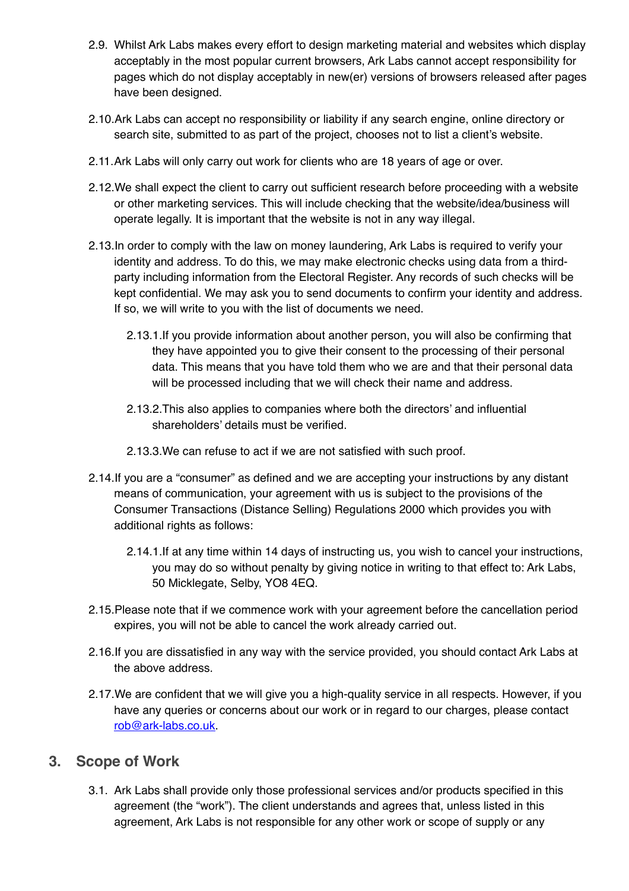2.9. Whilst Ark Labs makes every effort to design marketing material and websites which display acceptably in the most popular current browsers, Ark Labs cannot accept responsibility for pages which do not display acceptably in new(er) versions of browsers released after pages have been designed.

2.10. Ark Labs can accept no responsibility or liability if any search engine, online directory or search site, submitted to as part of the project, chooses not to list a client's website.

2.11. Ark Labs will only carry out work for clients who are 18 years of age or over.

2.12. We shall expect the client to carry out sufficient research before proceeding with a website or other marketing services. This will include checking that the website/idea/business will operate legally. It is important that the website is not in any way illegal.

2.13. In order to comply with the law on money laundering, Ark Labs is required to verify your identity and address. To do this, we may make electronic checks using data from a third-party including information from the Electoral Register. Any records of such checks will be kept confidential. We may ask you to send documents to confirm your identity and address. If so, we will write to you with the list of documents we need.

   2.13.1. If you provide information about another person, you will also be confirming that they have appointed you to give their consent to the processing of their personal data. This means that you have told them who we are and that their personal data will be processed including that we will check their name and address.

   2.13.2. This also applies to companies where both the directors' and influential shareholders' details must be verified.

   2.13.3. We can refuse to act if we are not satisfied with such proof.

2.14. If you are a "consumer" as defined and we are accepting your instructions by any distant means of communication, your agreement with us is subject to the provisions of the Consumer Transactions (Distance Selling) Regulations 2000 which provides you with additional rights as follows:

   2.14.1. If at any time within 14 days of instructing us, you wish to cancel your instructions, you may do so without penalty by giving notice in writing to that effect to: Ark Labs, 50 Micklegate, Selby, YO8 4EQ.

2.15. Please note that if we commence work with your agreement before the cancellation period expires, you will not be able to cancel the work already carried out.

2.16. If you are dissatisfied in any way with the service provided, you should contact Ark Labs at the above address.

2.17. We are confident that we will give you a high-quality service in all respects. However, if you have any queries or concerns about our work or in regard to our charges, please contact rob@ark-labs.co.uk.

## 3. Scope of Work

3.1. Ark Labs shall provide only those professional services and/or products specified in this agreement (the "work"). The client understands and agrees that, unless listed in this agreement, Ark Labs is not responsible for any other work or scope of supply or any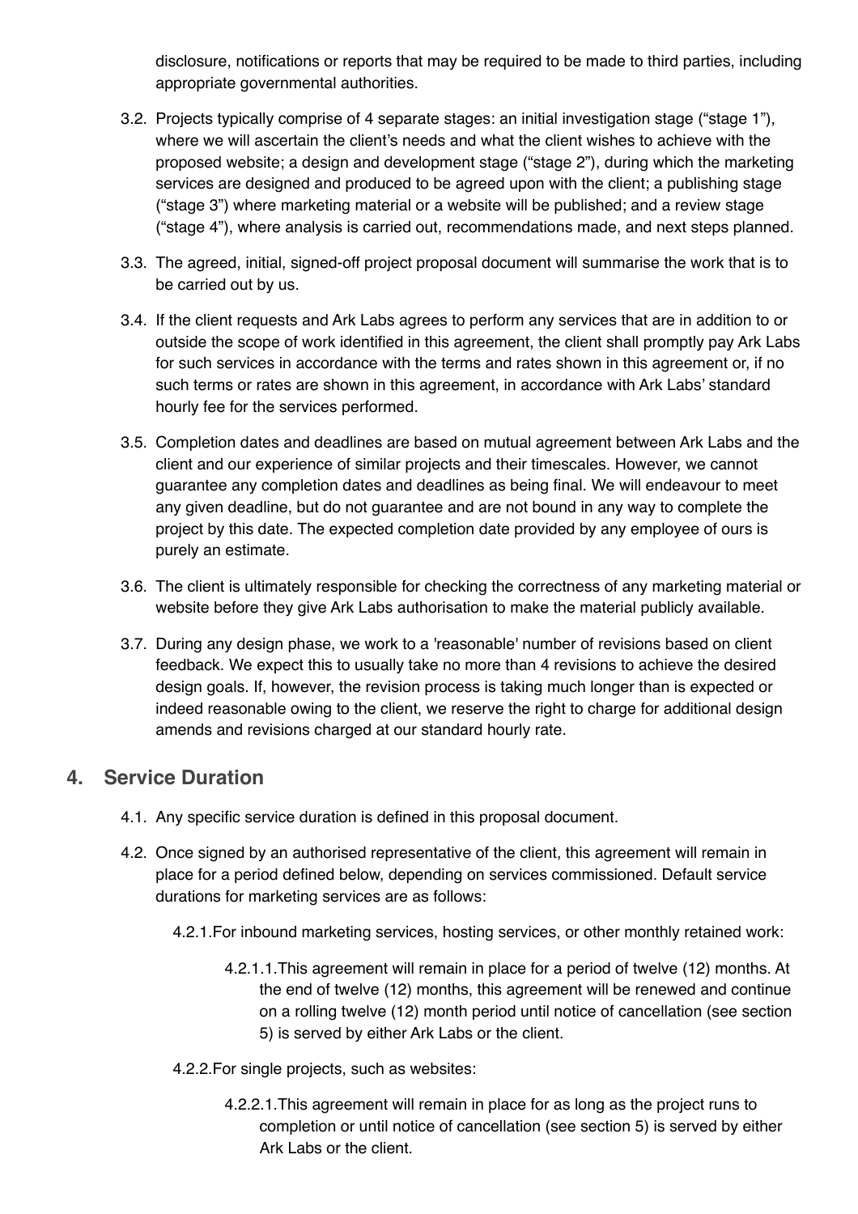disclosure, notifications or reports that may be required to be made to third parties, including appropriate governmental authorities.

3.2. Projects typically comprise of 4 separate stages: an initial investigation stage ("stage 1"), where we will ascertain the client's needs and what the client wishes to achieve with the proposed website; a design and development stage ("stage 2"), during which the marketing services are designed and produced to be agreed upon with the client; a publishing stage ("stage 3") where marketing material or a website will be published; and a review stage ("stage 4"), where analysis is carried out, recommendations made, and next steps planned.

3.3. The agreed, initial, signed-off project proposal document will summarise the work that is to be carried out by us.

3.4. If the client requests and Ark Labs agrees to perform any services that are in addition to or outside the scope of work identified in this agreement, the client shall promptly pay Ark Labs for such services in accordance with the terms and rates shown in this agreement or, if no such terms or rates are shown in this agreement, in accordance with Ark Labs' standard hourly fee for the services performed.

3.5. Completion dates and deadlines are based on mutual agreement between Ark Labs and the client and our experience of similar projects and their timescales. However, we cannot guarantee any completion dates and deadlines as being final. We will endeavour to meet any given deadline, but do not guarantee and are not bound in any way to complete the project by this date. The expected completion date provided by any employee of ours is purely an estimate.

3.6. The client is ultimately responsible for checking the correctness of any marketing material or website before they give Ark Labs authorisation to make the material publicly available.

3.7. During any design phase, we work to a 'reasonable' number of revisions based on client feedback. We expect this to usually take no more than 4 revisions to achieve the desired design goals. If, however, the revision process is taking much longer than is expected or indeed reasonable owing to the client, we reserve the right to charge for additional design amends and revisions charged at our standard hourly rate.

## 4. Service Duration

4.1. Any specific service duration is defined in this proposal document.

4.2. Once signed by an authorised representative of the client, this agreement will remain in place for a period defined below, depending on services commissioned. Default service durations for marketing services are as follows:

4.2.1. For inbound marketing services, hosting services, or other monthly retained work:

4.2.1.1. This agreement will remain in place for a period of twelve (12) months. At the end of twelve (12) months, this agreement will be renewed and continue on a rolling twelve (12) month period until notice of cancellation (see section 5) is served by either Ark Labs or the client.

4.2.2. For single projects, such as websites:

4.2.2.1. This agreement will remain in place for as long as the project runs to completion or until notice of cancellation (see section 5) is served by either Ark Labs or the client.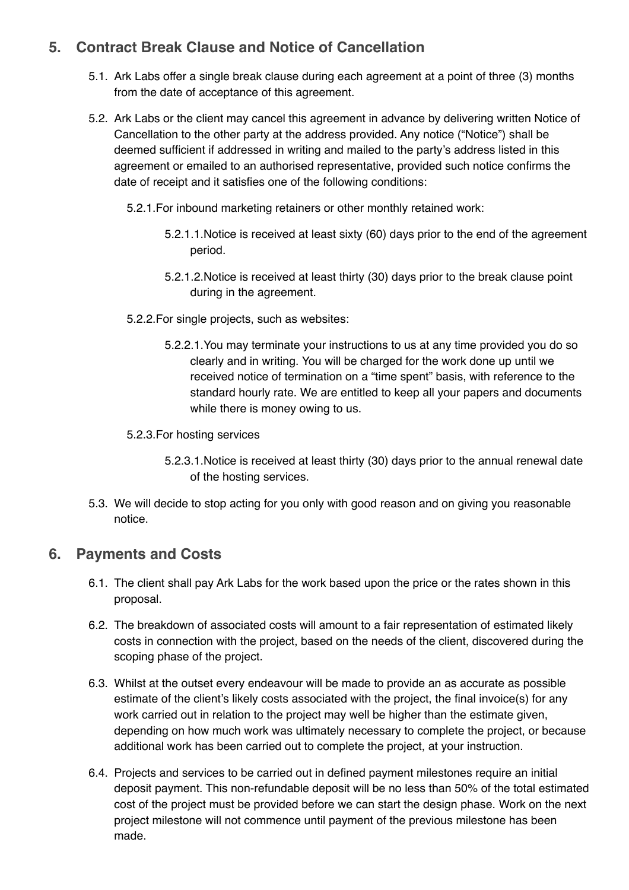## 5. Contract Break Clause and Notice of Cancellation

5.1. Ark Labs offer a single break clause during each agreement at a point of three (3) months from the date of acceptance of this agreement.

5.2. Ark Labs or the client may cancel this agreement in advance by delivering written Notice of Cancellation to the other party at the address provided. Any notice ("Notice") shall be deemed sufficient if addressed in writing and mailed to the party's address listed in this agreement or emailed to an authorised representative, provided such notice confirms the date of receipt and it satisfies one of the following conditions:

5.2.1. For inbound marketing retainers or other monthly retained work:

5.2.1.1. Notice is received at least sixty (60) days prior to the end of the agreement period.

5.2.1.2. Notice is received at least thirty (30) days prior to the break clause point during in the agreement.

5.2.2. For single projects, such as websites:

5.2.2.1. You may terminate your instructions to us at any time provided you do so clearly and in writing. You will be charged for the work done up until we received notice of termination on a "time spent" basis, with reference to the standard hourly rate. We are entitled to keep all your papers and documents while there is money owing to us.

5.2.3. For hosting services

5.2.3.1. Notice is received at least thirty (30) days prior to the annual renewal date of the hosting services.

5.3. We will decide to stop acting for you only with good reason and on giving you reasonable notice.

## 6. Payments and Costs

6.1. The client shall pay Ark Labs for the work based upon the price or the rates shown in this proposal.

6.2. The breakdown of associated costs will amount to a fair representation of estimated likely costs in connection with the project, based on the needs of the client, discovered during the scoping phase of the project.

6.3. Whilst at the outset every endeavour will be made to provide an as accurate as possible estimate of the client's likely costs associated with the project, the final invoice(s) for any work carried out in relation to the project may well be higher than the estimate given, depending on how much work was ultimately necessary to complete the project, or because additional work has been carried out to complete the project, at your instruction.

6.4. Projects and services to be carried out in defined payment milestones require an initial deposit payment. This non-refundable deposit will be no less than 50% of the total estimated cost of the project must be provided before we can start the design phase. Work on the next project milestone will not commence until payment of the previous milestone has been made.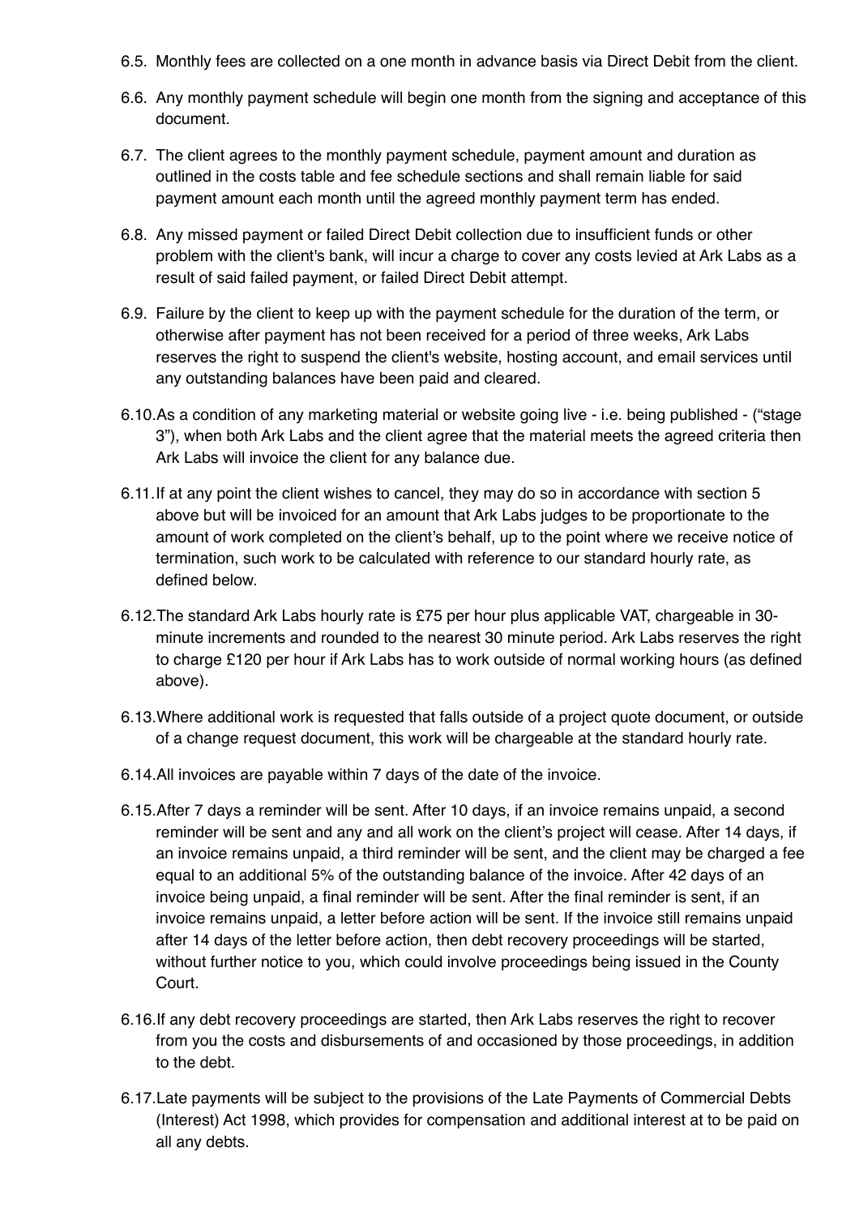6.5. Monthly fees are collected on a one month in advance basis via Direct Debit from the client.

6.6. Any monthly payment schedule will begin one month from the signing and acceptance of this document.

6.7. The client agrees to the monthly payment schedule, payment amount and duration as outlined in the costs table and fee schedule sections and shall remain liable for said payment amount each month until the agreed monthly payment term has ended.

6.8. Any missed payment or failed Direct Debit collection due to insufficient funds or other problem with the client's bank, will incur a charge to cover any costs levied at Ark Labs as a result of said failed payment, or failed Direct Debit attempt.

6.9. Failure by the client to keep up with the payment schedule for the duration of the term, or otherwise after payment has not been received for a period of three weeks, Ark Labs reserves the right to suspend the client's website, hosting account, and email services until any outstanding balances have been paid and cleared.

6.10. As a condition of any marketing material or website going live - i.e. being published - ("stage 3"), when both Ark Labs and the client agree that the material meets the agreed criteria then Ark Labs will invoice the client for any balance due.

6.11. If at any point the client wishes to cancel, they may do so in accordance with section 5 above but will be invoiced for an amount that Ark Labs judges to be proportionate to the amount of work completed on the client's behalf, up to the point where we receive notice of termination, such work to be calculated with reference to our standard hourly rate, as defined below.

6.12. The standard Ark Labs hourly rate is £75 per hour plus applicable VAT, chargeable in 30-minute increments and rounded to the nearest 30 minute period. Ark Labs reserves the right to charge £120 per hour if Ark Labs has to work outside of normal working hours (as defined above).

6.13. Where additional work is requested that falls outside of a project quote document, or outside of a change request document, this work will be chargeable at the standard hourly rate.

6.14. All invoices are payable within 7 days of the date of the invoice.

6.15. After 7 days a reminder will be sent. After 10 days, if an invoice remains unpaid, a second reminder will be sent and any and all work on the client's project will cease. After 14 days, if an invoice remains unpaid, a third reminder will be sent, and the client may be charged a fee equal to an additional 5% of the outstanding balance of the invoice. After 42 days of an invoice being unpaid, a final reminder will be sent. After the final reminder is sent, if an invoice remains unpaid, a letter before action will be sent. If the invoice still remains unpaid after 14 days of the letter before action, then debt recovery proceedings will be started, without further notice to you, which could involve proceedings being issued in the County Court.

6.16. If any debt recovery proceedings are started, then Ark Labs reserves the right to recover from you the costs and disbursements of and occasioned by those proceedings, in addition to the debt.

6.17. Late payments will be subject to the provisions of the Late Payments of Commercial Debts (Interest) Act 1998, which provides for compensation and additional interest at to be paid on all any debts.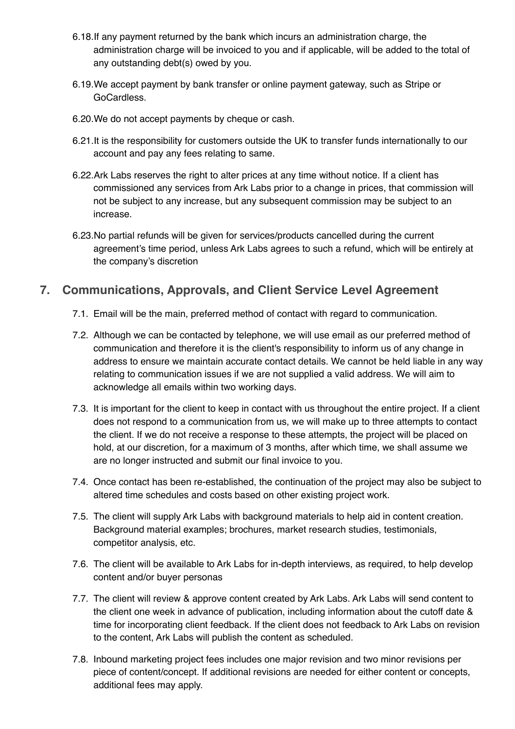6.18. If any payment returned by the bank which incurs an administration charge, the administration charge will be invoiced to you and if applicable, will be added to the total of any outstanding debt(s) owed by you.

6.19. We accept payment by bank transfer or online payment gateway, such as Stripe or GoCardless.

6.20. We do not accept payments by cheque or cash.

6.21. It is the responsibility for customers outside the UK to transfer funds internationally to our account and pay any fees relating to same.

6.22. Ark Labs reserves the right to alter prices at any time without notice. If a client has commissioned any services from Ark Labs prior to a change in prices, that commission will not be subject to any increase, but any subsequent commission may be subject to an increase.

6.23. No partial refunds will be given for services/products cancelled during the current agreement's time period, unless Ark Labs agrees to such a refund, which will be entirely at the company's discretion

## 7. Communications, Approvals, and Client Service Level Agreement

7.1. Email will be the main, preferred method of contact with regard to communication.

7.2. Although we can be contacted by telephone, we will use email as our preferred method of communication and therefore it is the client's responsibility to inform us of any change in address to ensure we maintain accurate contact details. We cannot be held liable in any way relating to communication issues if we are not supplied a valid address. We will aim to acknowledge all emails within two working days.

7.3. It is important for the client to keep in contact with us throughout the entire project. If a client does not respond to a communication from us, we will make up to three attempts to contact the client. If we do not receive a response to these attempts, the project will be placed on hold, at our discretion, for a maximum of 3 months, after which time, we shall assume we are no longer instructed and submit our final invoice to you.

7.4. Once contact has been re-established, the continuation of the project may also be subject to altered time schedules and costs based on other existing project work.

7.5. The client will supply Ark Labs with background materials to help aid in content creation. Background material examples; brochures, market research studies, testimonials, competitor analysis, etc.

7.6. The client will be available to Ark Labs for in-depth interviews, as required, to help develop content and/or buyer personas

7.7. The client will review & approve content created by Ark Labs. Ark Labs will send content to the client one week in advance of publication, including information about the cutoff date & time for incorporating client feedback. If the client does not feedback to Ark Labs on revision to the content, Ark Labs will publish the content as scheduled.

7.8. Inbound marketing project fees includes one major revision and two minor revisions per piece of content/concept. If additional revisions are needed for either content or concepts, additional fees may apply.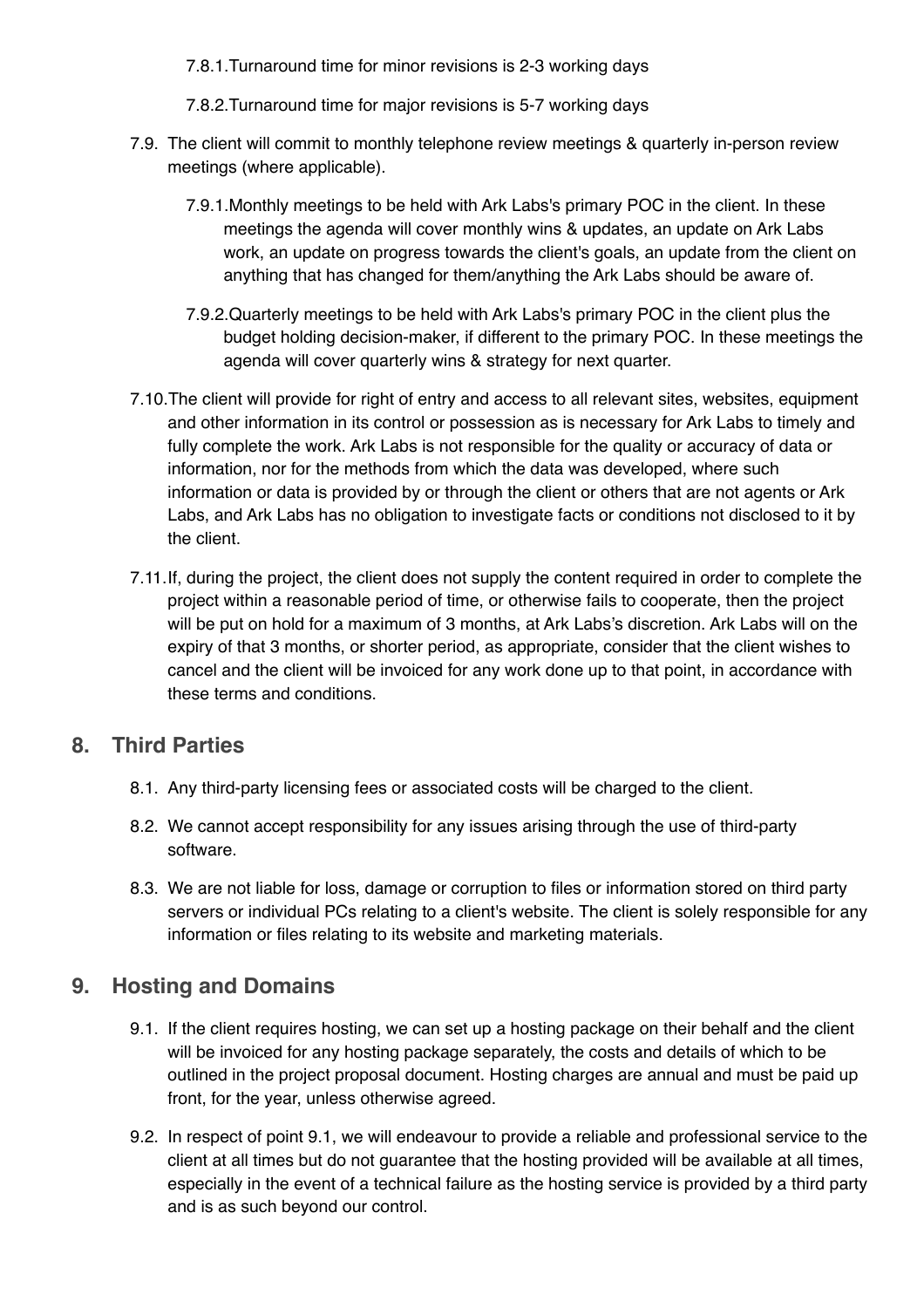7.8.1. Turnaround time for minor revisions is 2-3 working days

7.8.2. Turnaround time for major revisions is 5-7 working days

7.9. The client will commit to monthly telephone review meetings & quarterly in-person review meetings (where applicable).

7.9.1. Monthly meetings to be held with Ark Labs's primary POC in the client. In these meetings the agenda will cover monthly wins & updates, an update on Ark Labs work, an update on progress towards the client's goals, an update from the client on anything that has changed for them/anything the Ark Labs should be aware of.

7.9.2. Quarterly meetings to be held with Ark Labs's primary POC in the client plus the budget holding decision-maker, if different to the primary POC. In these meetings the agenda will cover quarterly wins & strategy for next quarter.

7.10. The client will provide for right of entry and access to all relevant sites, websites, equipment and other information in its control or possession as is necessary for Ark Labs to timely and fully complete the work. Ark Labs is not responsible for the quality or accuracy of data or information, nor for the methods from which the data was developed, where such information or data is provided by or through the client or others that are not agents or Ark Labs, and Ark Labs has no obligation to investigate facts or conditions not disclosed to it by the client.

7.11. If, during the project, the client does not supply the content required in order to complete the project within a reasonable period of time, or otherwise fails to cooperate, then the project will be put on hold for a maximum of 3 months, at Ark Labs's discretion. Ark Labs will on the expiry of that 3 months, or shorter period, as appropriate, consider that the client wishes to cancel and the client will be invoiced for any work done up to that point, in accordance with these terms and conditions.

## 8. Third Parties

8.1. Any third-party licensing fees or associated costs will be charged to the client.

8.2. We cannot accept responsibility for any issues arising through the use of third-party software.

8.3. We are not liable for loss, damage or corruption to files or information stored on third party servers or individual PCs relating to a client's website. The client is solely responsible for any information or files relating to its website and marketing materials.

## 9. Hosting and Domains

9.1. If the client requires hosting, we can set up a hosting package on their behalf and the client will be invoiced for any hosting package separately, the costs and details of which to be outlined in the project proposal document. Hosting charges are annual and must be paid up front, for the year, unless otherwise agreed.

9.2. In respect of point 9.1, we will endeavour to provide a reliable and professional service to the client at all times but do not guarantee that the hosting provided will be available at all times, especially in the event of a technical failure as the hosting service is provided by a third party and is as such beyond our control.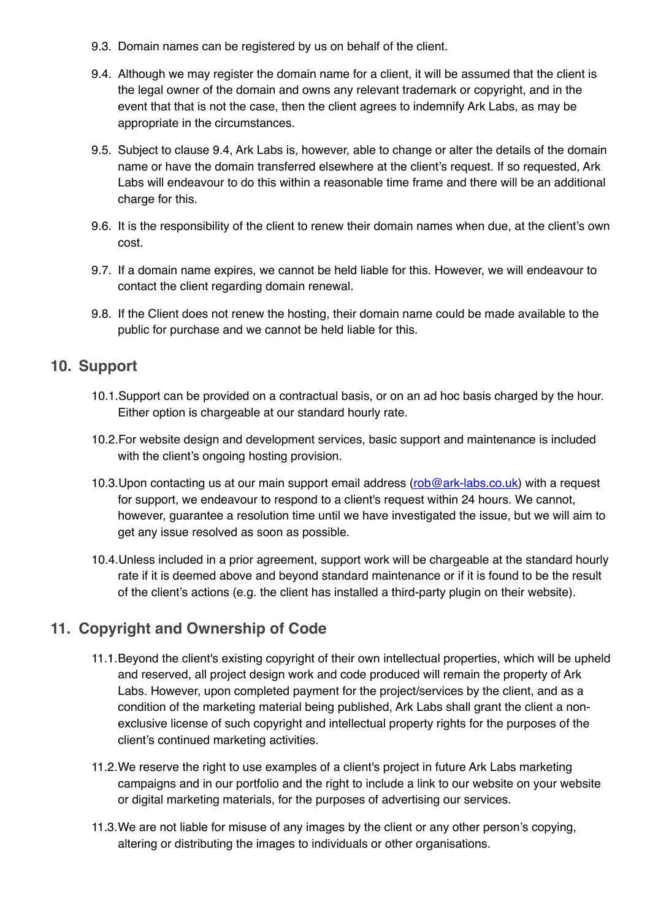9.3. Domain names can be registered by us on behalf of the client.

9.4. Although we may register the domain name for a client, it will be assumed that the client is the legal owner of the domain and owns any relevant trademark or copyright, and in the event that that is not the case, then the client agrees to indemnify Ark Labs, as may be appropriate in the circumstances.

9.5. Subject to clause 9.4, Ark Labs is, however, able to change or alter the details of the domain name or have the domain transferred elsewhere at the client's request. If so requested, Ark Labs will endeavour to do this within a reasonable time frame and there will be an additional charge for this.

9.6. It is the responsibility of the client to renew their domain names when due, at the client's own cost.

9.7. If a domain name expires, we cannot be held liable for this. However, we will endeavour to contact the client regarding domain renewal.

9.8. If the Client does not renew the hosting, their domain name could be made available to the public for purchase and we cannot be held liable for this.

## 10. Support

10.1. Support can be provided on a contractual basis, or on an ad hoc basis charged by the hour. Either option is chargeable at our standard hourly rate.

10.2. For website design and development services, basic support and maintenance is included with the client's ongoing hosting provision.

10.3. Upon contacting us at our main support email address (rob@ark-labs.co.uk) with a request for support, we endeavour to respond to a client's request within 24 hours. We cannot, however, guarantee a resolution time until we have investigated the issue, but we will aim to get any issue resolved as soon as possible.

10.4. Unless included in a prior agreement, support work will be chargeable at the standard hourly rate if it is deemed above and beyond standard maintenance or if it is found to be the result of the client's actions (e.g. the client has installed a third-party plugin on their website).

## 11. Copyright and Ownership of Code

11.1. Beyond the client's existing copyright of their own intellectual properties, which will be upheld and reserved, all project design work and code produced will remain the property of Ark Labs. However, upon completed payment for the project/services by the client, and as a condition of the marketing material being published, Ark Labs shall grant the client a non-exclusive license of such copyright and intellectual property rights for the purposes of the client's continued marketing activities.

11.2. We reserve the right to use examples of a client's project in future Ark Labs marketing campaigns and in our portfolio and the right to include a link to our website on your website or digital marketing materials, for the purposes of advertising our services.

11.3. We are not liable for misuse of any images by the client or any other person's copying, altering or distributing the images to individuals or other organisations.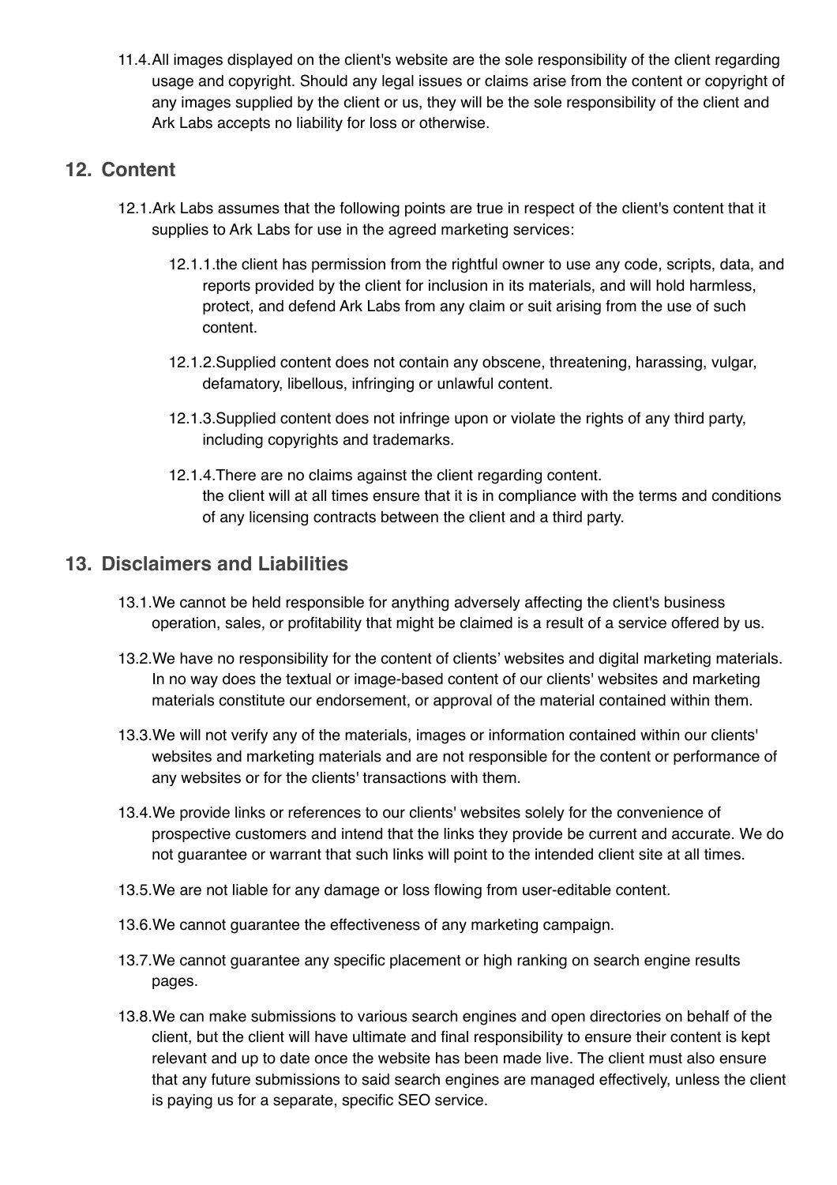11.4. All images displayed on the client's website are the sole responsibility of the client regarding usage and copyright. Should any legal issues or claims arise from the content or copyright of any images supplied by the client or us, they will be the sole responsibility of the client and Ark Labs accepts no liability for loss or otherwise.

## 12. Content

12.1. Ark Labs assumes that the following points are true in respect of the client's content that it supplies to Ark Labs for use in the agreed marketing services:

12.1.1. the client has permission from the rightful owner to use any code, scripts, data, and reports provided by the client for inclusion in its materials, and will hold harmless, protect, and defend Ark Labs from any claim or suit arising from the use of such content.

12.1.2. Supplied content does not contain any obscene, threatening, harassing, vulgar, defamatory, libellous, infringing or unlawful content.

12.1.3. Supplied content does not infringe upon or violate the rights of any third party, including copyrights and trademarks.

12.1.4. There are no claims against the client regarding content.
the client will at all times ensure that it is in compliance with the terms and conditions of any licensing contracts between the client and a third party.

## 13. Disclaimers and Liabilities

13.1. We cannot be held responsible for anything adversely affecting the client's business operation, sales, or profitability that might be claimed is a result of a service offered by us.

13.2. We have no responsibility for the content of clients' websites and digital marketing materials. In no way does the textual or image-based content of our clients' websites and marketing materials constitute our endorsement, or approval of the material contained within them.

13.3. We will not verify any of the materials, images or information contained within our clients' websites and marketing materials and are not responsible for the content or performance of any websites or for the clients' transactions with them.

13.4. We provide links or references to our clients' websites solely for the convenience of prospective customers and intend that the links they provide be current and accurate. We do not guarantee or warrant that such links will point to the intended client site at all times.

13.5. We are not liable for any damage or loss flowing from user-editable content.

13.6. We cannot guarantee the effectiveness of any marketing campaign.

13.7. We cannot guarantee any specific placement or high ranking on search engine results pages.

13.8. We can make submissions to various search engines and open directories on behalf of the client, but the client will have ultimate and final responsibility to ensure their content is kept relevant and up to date once the website has been made live. The client must also ensure that any future submissions to said search engines are managed effectively, unless the client is paying us for a separate, specific SEO service.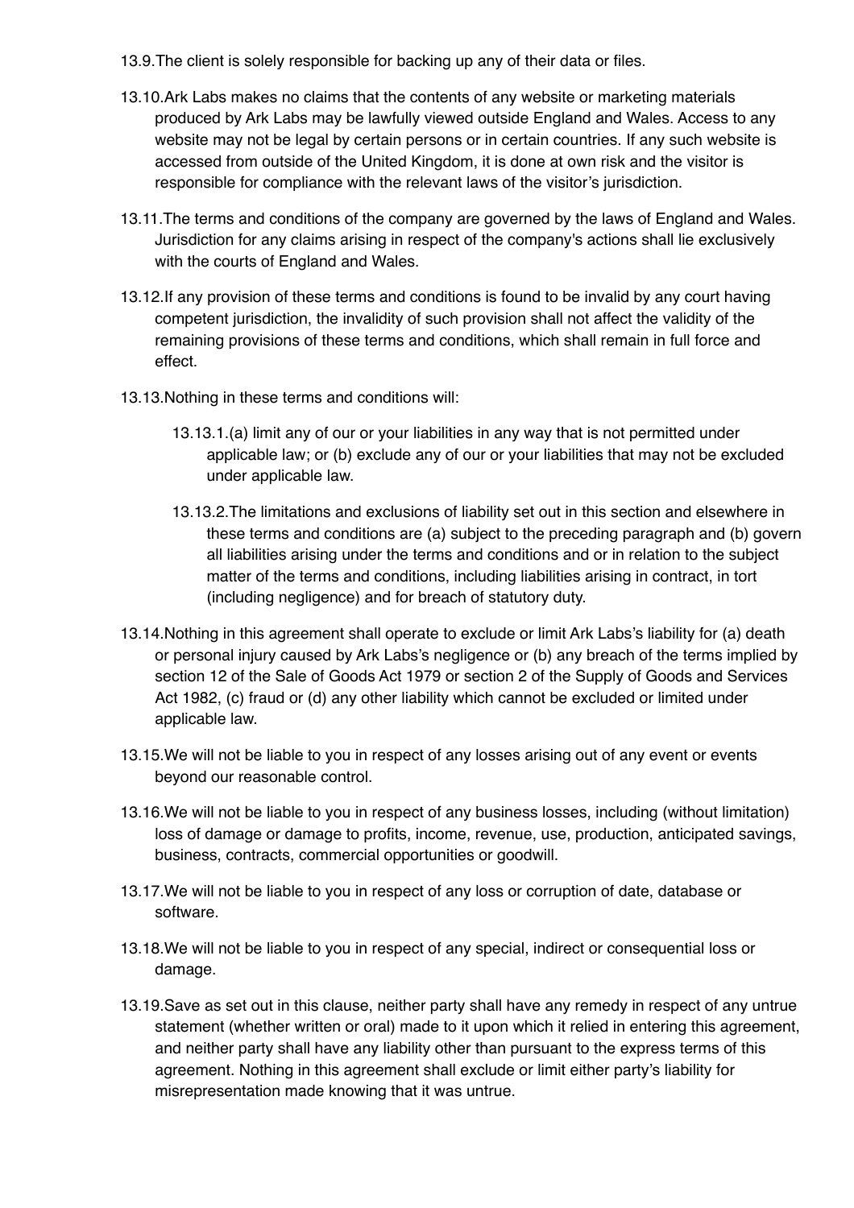13.9.The client is solely responsible for backing up any of their data or files.

13.10.Ark Labs makes no claims that the contents of any website or marketing materials produced by Ark Labs may be lawfully viewed outside England and Wales. Access to any website may not be legal by certain persons or in certain countries. If any such website is accessed from outside of the United Kingdom, it is done at own risk and the visitor is responsible for compliance with the relevant laws of the visitor's jurisdiction.

13.11.The terms and conditions of the company are governed by the laws of England and Wales. Jurisdiction for any claims arising in respect of the company's actions shall lie exclusively with the courts of England and Wales.

13.12.If any provision of these terms and conditions is found to be invalid by any court having competent jurisdiction, the invalidity of such provision shall not affect the validity of the remaining provisions of these terms and conditions, which shall remain in full force and effect.

13.13.Nothing in these terms and conditions will:

13.13.1.(a) limit any of our or your liabilities in any way that is not permitted under applicable law; or (b) exclude any of our or your liabilities that may not be excluded under applicable law.

13.13.2.The limitations and exclusions of liability set out in this section and elsewhere in these terms and conditions are (a) subject to the preceding paragraph and (b) govern all liabilities arising under the terms and conditions and or in relation to the subject matter of the terms and conditions, including liabilities arising in contract, in tort (including negligence) and for breach of statutory duty.

13.14.Nothing in this agreement shall operate to exclude or limit Ark Labs's liability for (a) death or personal injury caused by Ark Labs's negligence or (b) any breach of the terms implied by section 12 of the Sale of Goods Act 1979 or section 2 of the Supply of Goods and Services Act 1982, (c) fraud or (d) any other liability which cannot be excluded or limited under applicable law.

13.15.We will not be liable to you in respect of any losses arising out of any event or events beyond our reasonable control.

13.16.We will not be liable to you in respect of any business losses, including (without limitation) loss of damage or damage to profits, income, revenue, use, production, anticipated savings, business, contracts, commercial opportunities or goodwill.

13.17.We will not be liable to you in respect of any loss or corruption of date, database or software.

13.18.We will not be liable to you in respect of any special, indirect or consequential loss or damage.

13.19.Save as set out in this clause, neither party shall have any remedy in respect of any untrue statement (whether written or oral) made to it upon which it relied in entering this agreement, and neither party shall have any liability other than pursuant to the express terms of this agreement. Nothing in this agreement shall exclude or limit either party's liability for misrepresentation made knowing that it was untrue.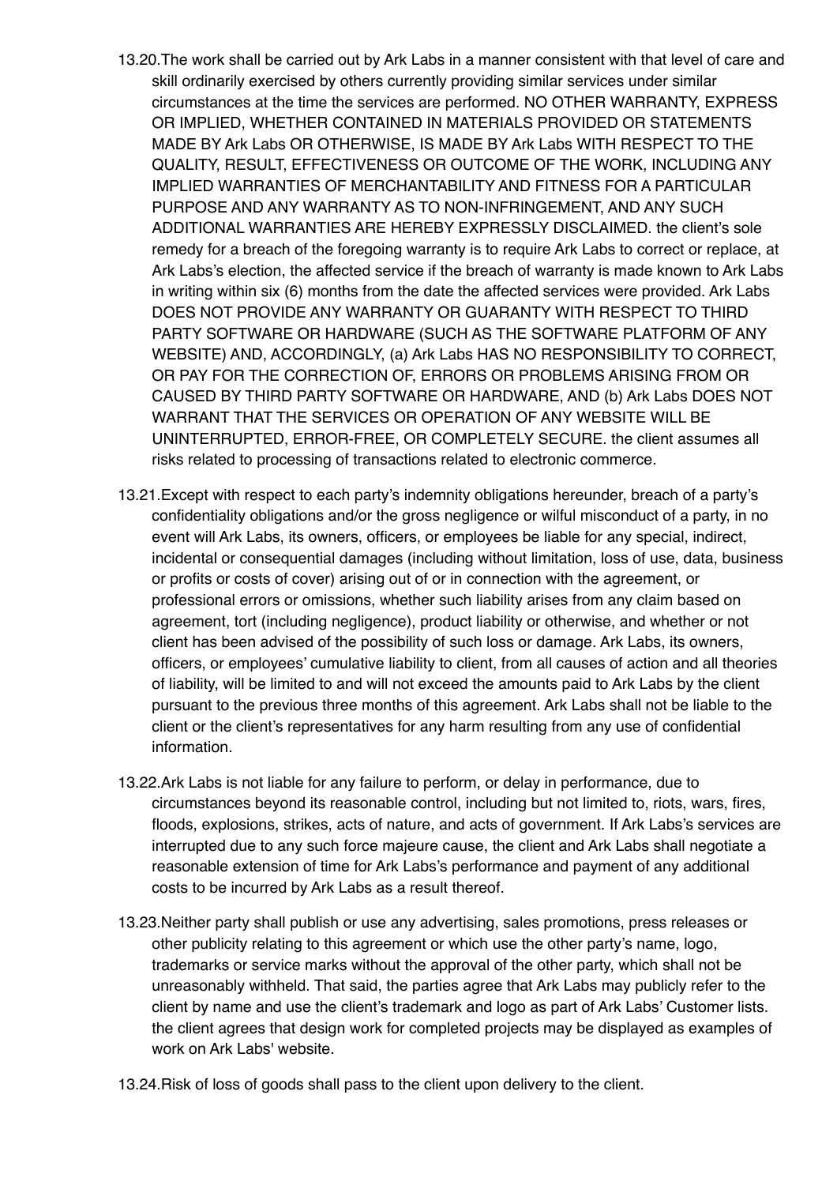13.20. The work shall be carried out by Ark Labs in a manner consistent with that level of care and skill ordinarily exercised by others currently providing similar services under similar circumstances at the time the services are performed. NO OTHER WARRANTY, EXPRESS OR IMPLIED, WHETHER CONTAINED IN MATERIALS PROVIDED OR STATEMENTS MADE BY Ark Labs OR OTHERWISE, IS MADE BY Ark Labs WITH RESPECT TO THE QUALITY, RESULT, EFFECTIVENESS OR OUTCOME OF THE WORK, INCLUDING ANY IMPLIED WARRANTIES OF MERCHANTABILITY AND FITNESS FOR A PARTICULAR PURPOSE AND ANY WARRANTY AS TO NON-INFRINGEMENT, AND ANY SUCH ADDITIONAL WARRANTIES ARE HEREBY EXPRESSLY DISCLAIMED. the client's sole remedy for a breach of the foregoing warranty is to require Ark Labs to correct or replace, at Ark Labs's election, the affected service if the breach of warranty is made known to Ark Labs in writing within six (6) months from the date the affected services were provided. Ark Labs DOES NOT PROVIDE ANY WARRANTY OR GUARANTY WITH RESPECT TO THIRD PARTY SOFTWARE OR HARDWARE (SUCH AS THE SOFTWARE PLATFORM OF ANY WEBSITE) AND, ACCORDINGLY, (a) Ark Labs HAS NO RESPONSIBILITY TO CORRECT, OR PAY FOR THE CORRECTION OF, ERRORS OR PROBLEMS ARISING FROM OR CAUSED BY THIRD PARTY SOFTWARE OR HARDWARE, AND (b) Ark Labs DOES NOT WARRANT THAT THE SERVICES OR OPERATION OF ANY WEBSITE WILL BE UNINTERRUPTED, ERROR-FREE, OR COMPLETELY SECURE. the client assumes all risks related to processing of transactions related to electronic commerce.

13.21. Except with respect to each party's indemnity obligations hereunder, breach of a party's confidentiality obligations and/or the gross negligence or wilful misconduct of a party, in no event will Ark Labs, its owners, officers, or employees be liable for any special, indirect, incidental or consequential damages (including without limitation, loss of use, data, business or profits or costs of cover) arising out of or in connection with the agreement, or professional errors or omissions, whether such liability arises from any claim based on agreement, tort (including negligence), product liability or otherwise, and whether or not client has been advised of the possibility of such loss or damage. Ark Labs, its owners, officers, or employees' cumulative liability to client, from all causes of action and all theories of liability, will be limited to and will not exceed the amounts paid to Ark Labs by the client pursuant to the previous three months of this agreement. Ark Labs shall not be liable to the client or the client's representatives for any harm resulting from any use of confidential information.

13.22. Ark Labs is not liable for any failure to perform, or delay in performance, due to circumstances beyond its reasonable control, including but not limited to, riots, wars, fires, floods, explosions, strikes, acts of nature, and acts of government. If Ark Labs's services are interrupted due to any such force majeure cause, the client and Ark Labs shall negotiate a reasonable extension of time for Ark Labs's performance and payment of any additional costs to be incurred by Ark Labs as a result thereof.

13.23. Neither party shall publish or use any advertising, sales promotions, press releases or other publicity relating to this agreement or which use the other party's name, logo, trademarks or service marks without the approval of the other party, which shall not be unreasonably withheld. That said, the parties agree that Ark Labs may publicly refer to the client by name and use the client's trademark and logo as part of Ark Labs' Customer lists. the client agrees that design work for completed projects may be displayed as examples of work on Ark Labs' website.

13.24. Risk of loss of goods shall pass to the client upon delivery to the client.